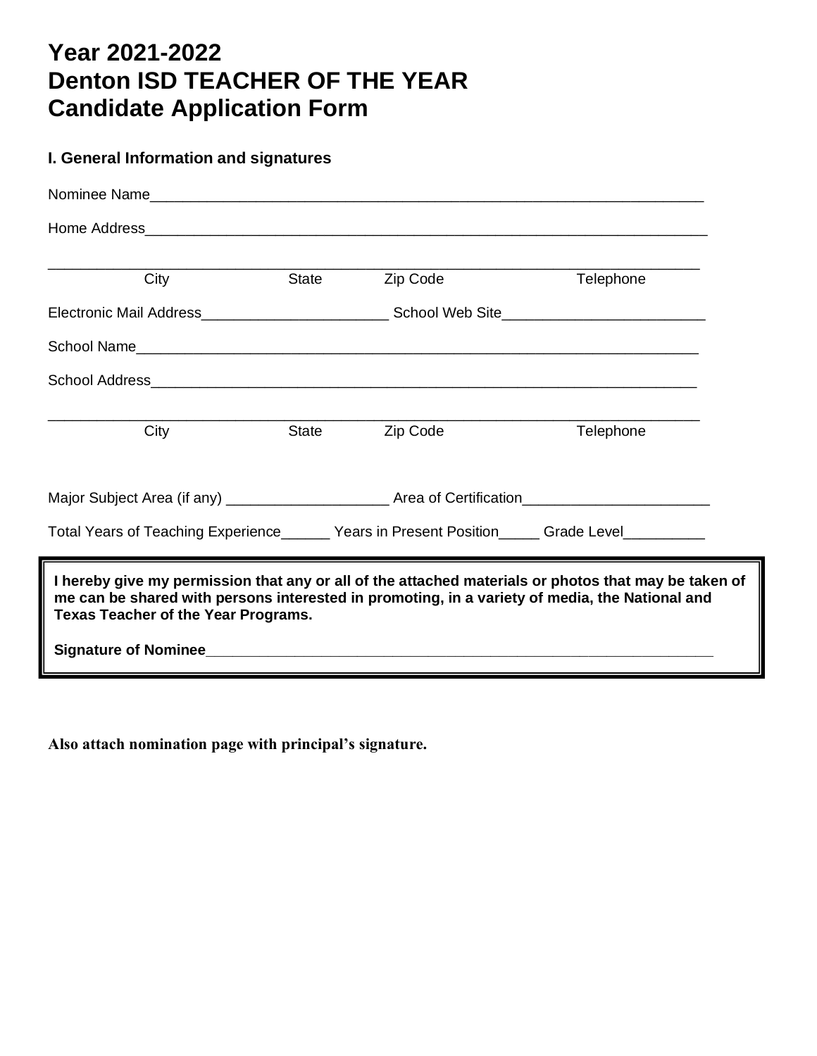# Year 2021-2022
# Denton ISD TEACHER OF THE YEAR
# Candidate Application Form

## I. General Information and signatures

Nominee Name_______________________________________________________________________

Home Address_______________________________________________________________________

_______________________________________________________________________________
City State Zip Code Telephone

Electronic Mail Address_______________________ School Web Site________________________

School Name________________________________________________________________________

School Address______________________________________________________________________

_______________________________________________________________________________
City State Zip Code Telephone

Major Subject Area (if any) ____________________ Area of Certification______________________

Total Years of Teaching Experience______ Years in Present Position_____ Grade Level__________

**I hereby give my permission that any or all of the attached materials or photos that may be taken of me can be shared with persons interested in promoting, in a variety of media, the National and Texas Teacher of the Year Programs.**

**Signature of Nominee**_________________________________________________________________

**Also attach nomination page with principal's signature.**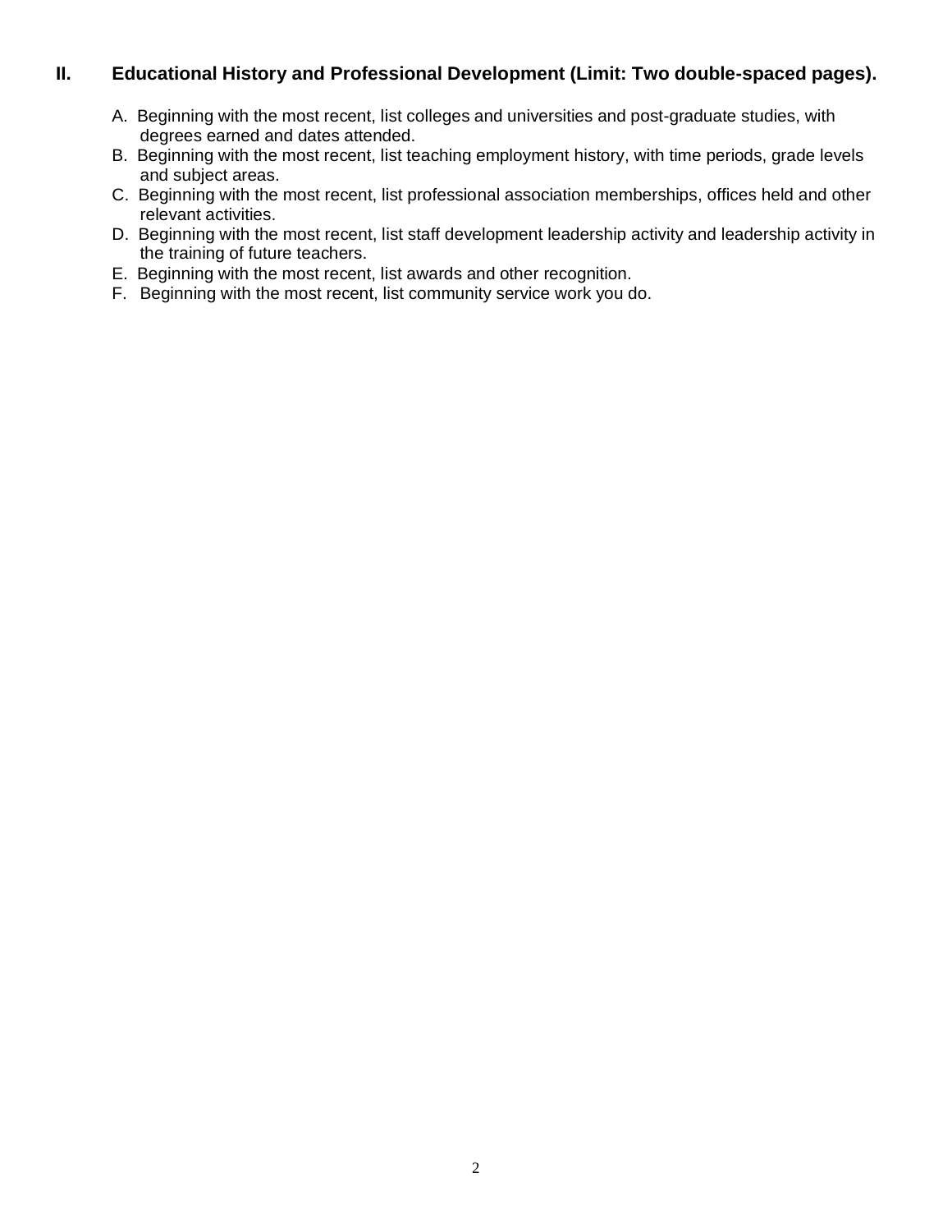## II. Educational History and Professional Development (Limit: Two double-spaced pages).

A. Beginning with the most recent, list colleges and universities and post-graduate studies, with degrees earned and dates attended.
B. Beginning with the most recent, list teaching employment history, with time periods, grade levels and subject areas.
C. Beginning with the most recent, list professional association memberships, offices held and other relevant activities.
D. Beginning with the most recent, list staff development leadership activity and leadership activity in the training of future teachers.
E. Beginning with the most recent, list awards and other recognition.
F. Beginning with the most recent, list community service work you do.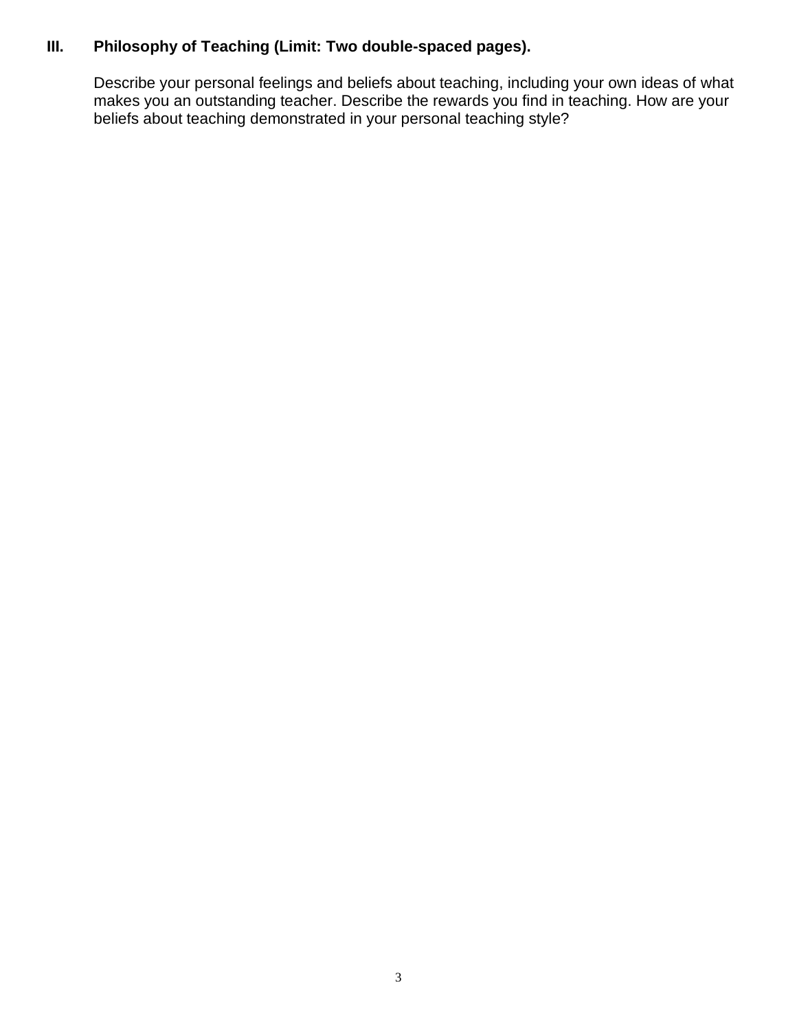## III. Philosophy of Teaching (Limit: Two double-spaced pages).

Describe your personal feelings and beliefs about teaching, including your own ideas of what makes you an outstanding teacher. Describe the rewards you find in teaching. How are your beliefs about teaching demonstrated in your personal teaching style?